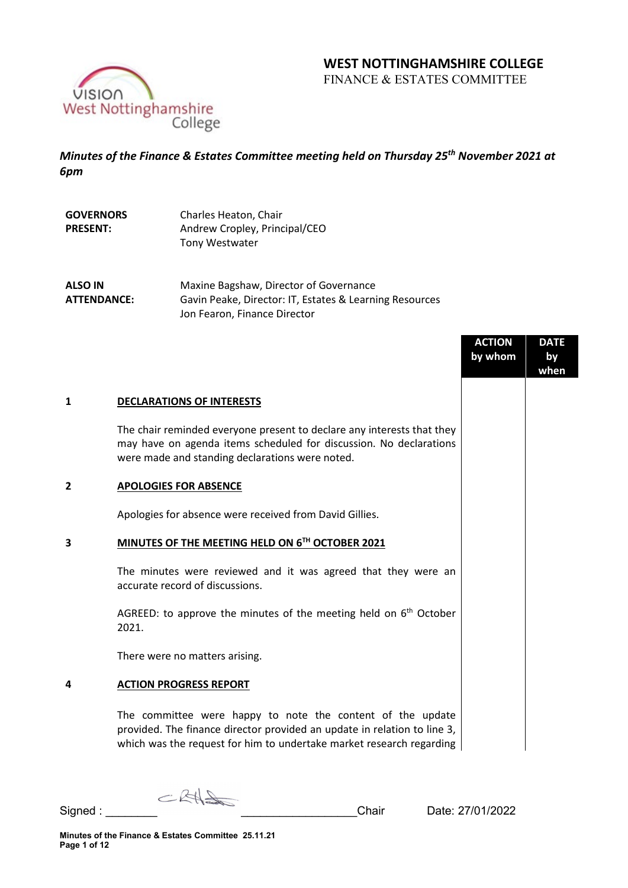# WEST NOTTINGHAMSHIRE COLLEGE

FINANCE & ESTATES COMMITTEE

*Minutes of the Finance & Estates Committee meeting held on Thursday 25th November 2021 at 6pm*

| | |
|---|---|
| **GOVERNORS PRESENT:** | Charles Heaton, Chair<br>Andrew Cropley, Principal/CEO<br>Tony Westwater |
| **ALSO IN ATTENDANCE:** | Maxine Bagshaw, Director of Governance<br>Gavin Peake, Director: IT, Estates & Learning Resources<br>Jon Fearon, Finance Director |

| | | ACTION by whom | DATE by when |
|---|---|---|---|
| **1** | **DECLARATIONS OF INTERESTS** | | |
| | The chair reminded everyone present to declare any interests that they may have on agenda items scheduled for discussion. No declarations were made and standing declarations were noted. | | |
| **2** | **APOLOGIES FOR ABSENCE** | | |
| | Apologies for absence were received from David Gillies. | | |
| **3** | **MINUTES OF THE MEETING HELD ON 6TH OCTOBER 2021** | | |
| | The minutes were reviewed and it was agreed that they were an accurate record of discussions. | | |
| | AGREED: to approve the minutes of the meeting held on 6th October 2021. | | |
| | There were no matters arising. | | |
| **4** | **ACTION PROGRESS REPORT** | | |
| | The committee were happy to note the content of the update provided. The finance director provided an update in relation to line 3, which was the request for him to undertake market research regarding | | |

Signed : ________ __________________Chair Date: 27/01/2022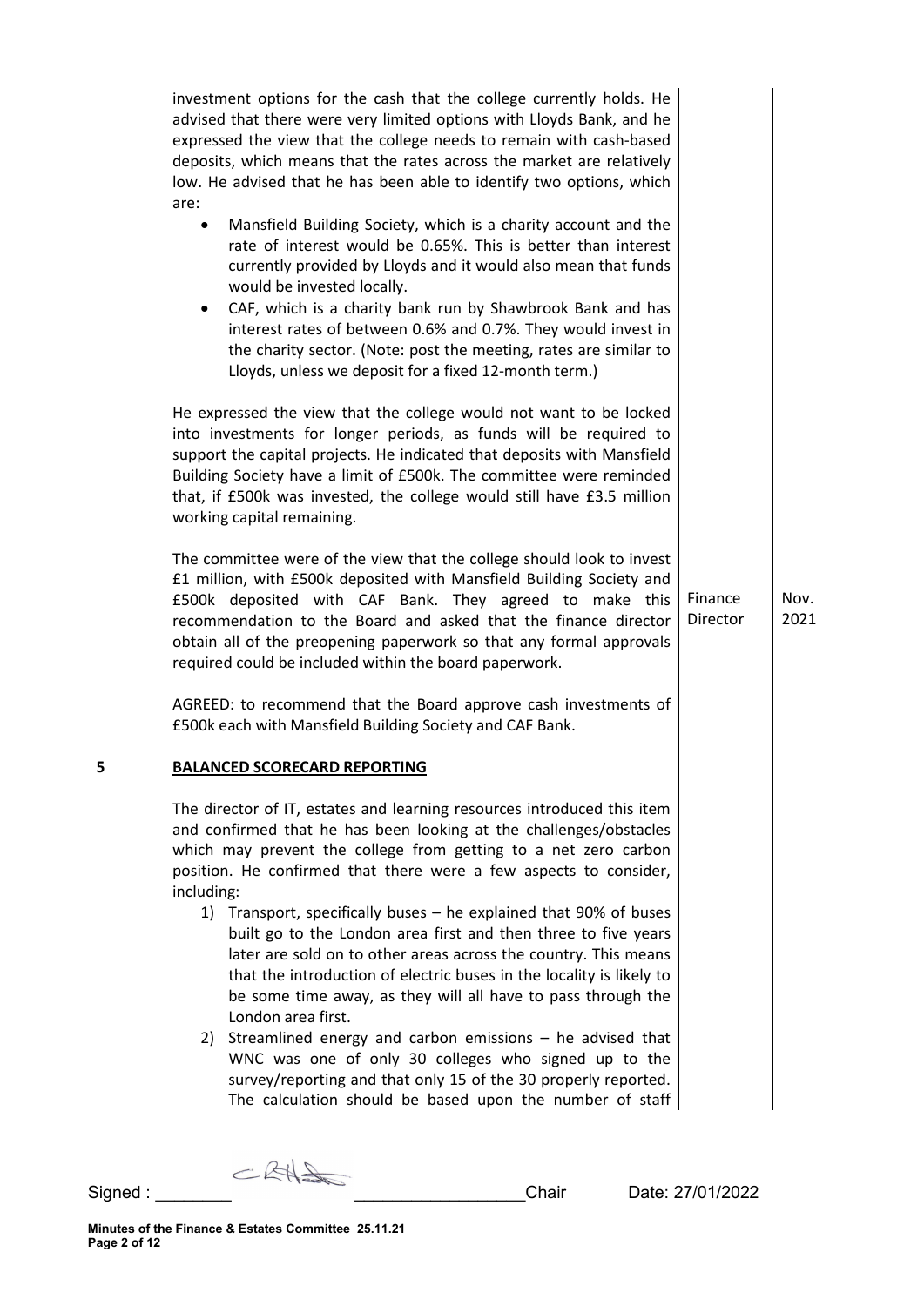investment options for the cash that the college currently holds. He advised that there were very limited options with Lloyds Bank, and he expressed the view that the college needs to remain with cash-based deposits, which means that the rates across the market are relatively low. He advised that he has been able to identify two options, which are:

- Mansfield Building Society, which is a charity account and the rate of interest would be 0.65%. This is better than interest currently provided by Lloyds and it would also mean that funds would be invested locally.
- CAF, which is a charity bank run by Shawbrook Bank and has interest rates of between 0.6% and 0.7%. They would invest in the charity sector. (Note: post the meeting, rates are similar to Lloyds, unless we deposit for a fixed 12-month term.)

He expressed the view that the college would not want to be locked into investments for longer periods, as funds will be required to support the capital projects. He indicated that deposits with Mansfield Building Society have a limit of £500k. The committee were reminded that, if £500k was invested, the college would still have £3.5 million working capital remaining.

The committee were of the view that the college should look to invest £1 million, with £500k deposited with Mansfield Building Society and £500k deposited with CAF Bank. They agreed to make this recommendation to the Board and asked that the finance director obtain all of the preopening paperwork so that any formal approvals required could be included within the board paperwork. **Finance Director — Nov. 2021**

AGREED: to recommend that the Board approve cash investments of £500k each with Mansfield Building Society and CAF Bank.

## 5 BALANCED SCORECARD REPORTING

The director of IT, estates and learning resources introduced this item and confirmed that he has been looking at the challenges/obstacles which may prevent the college from getting to a net zero carbon position. He confirmed that there were a few aspects to consider, including:

1) Transport, specifically buses – he explained that 90% of buses built go to the London area first and then three to five years later are sold on to other areas across the country. This means that the introduction of electric buses in the locality is likely to be some time away, as they will all have to pass through the London area first.
2) Streamlined energy and carbon emissions – he advised that WNC was one of only 30 colleges who signed up to the survey/reporting and that only 15 of the 30 properly reported. The calculation should be based upon the number of staff

Signed : ________ __________________Chair Date: 27/01/2022

Minutes of the Finance & Estates Committee 25.11.21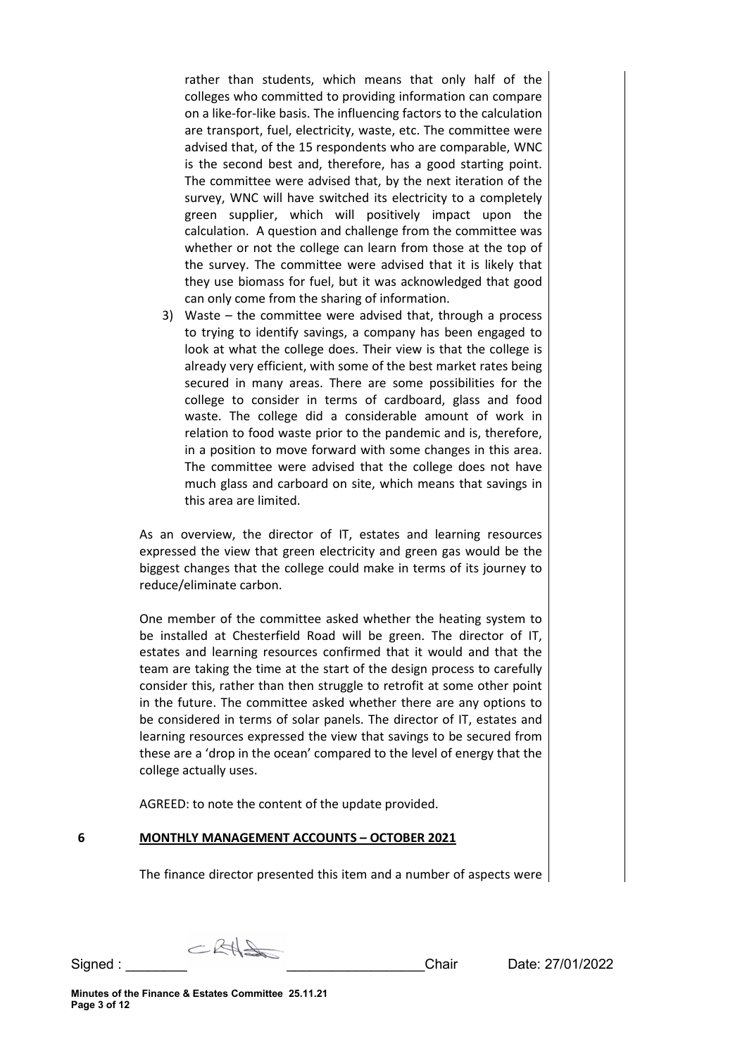rather than students, which means that only half of the colleges who committed to providing information can compare on a like-for-like basis. The influencing factors to the calculation are transport, fuel, electricity, waste, etc. The committee were advised that, of the 15 respondents who are comparable, WNC is the second best and, therefore, has a good starting point. The committee were advised that, by the next iteration of the survey, WNC will have switched its electricity to a completely green supplier, which will positively impact upon the calculation. A question and challenge from the committee was whether or not the college can learn from those at the top of the survey. The committee were advised that it is likely that they use biomass for fuel, but it was acknowledged that good can only come from the sharing of information.

3) Waste – the committee were advised that, through a process to trying to identify savings, a company has been engaged to look at what the college does. Their view is that the college is already very efficient, with some of the best market rates being secured in many areas. There are some possibilities for the college to consider in terms of cardboard, glass and food waste. The college did a considerable amount of work in relation to food waste prior to the pandemic and is, therefore, in a position to move forward with some changes in this area. The committee were advised that the college does not have much glass and carboard on site, which means that savings in this area are limited.

As an overview, the director of IT, estates and learning resources expressed the view that green electricity and green gas would be the biggest changes that the college could make in terms of its journey to reduce/eliminate carbon.

One member of the committee asked whether the heating system to be installed at Chesterfield Road will be green. The director of IT, estates and learning resources confirmed that it would and that the team are taking the time at the start of the design process to carefully consider this, rather than then struggle to retrofit at some other point in the future. The committee asked whether there are any options to be considered in terms of solar panels. The director of IT, estates and learning resources expressed the view that savings to be secured from these are a 'drop in the ocean' compared to the level of energy that the college actually uses.

AGREED: to note the content of the update provided.

## 6 MONTHLY MANAGEMENT ACCOUNTS – OCTOBER 2021

The finance director presented this item and a number of aspects were

Signed : ________ __________________Chair Date: 27/01/2022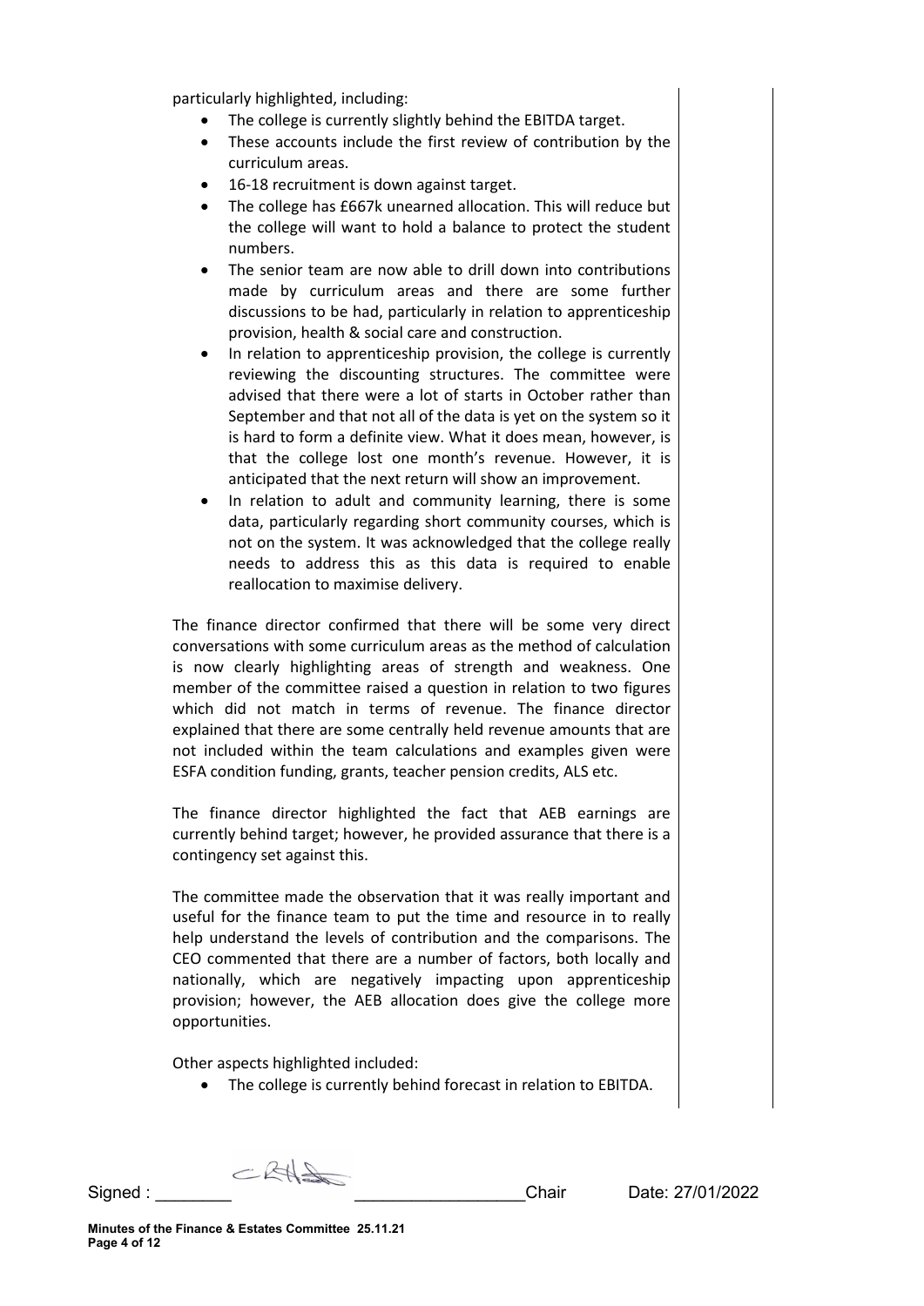particularly highlighted, including:

- The college is currently slightly behind the EBITDA target.
- These accounts include the first review of contribution by the curriculum areas.
- 16-18 recruitment is down against target.
- The college has £667k unearned allocation. This will reduce but the college will want to hold a balance to protect the student numbers.
- The senior team are now able to drill down into contributions made by curriculum areas and there are some further discussions to be had, particularly in relation to apprenticeship provision, health & social care and construction.
- In relation to apprenticeship provision, the college is currently reviewing the discounting structures. The committee were advised that there were a lot of starts in October rather than September and that not all of the data is yet on the system so it is hard to form a definite view. What it does mean, however, is that the college lost one month's revenue. However, it is anticipated that the next return will show an improvement.
- In relation to adult and community learning, there is some data, particularly regarding short community courses, which is not on the system. It was acknowledged that the college really needs to address this as this data is required to enable reallocation to maximise delivery.

The finance director confirmed that there will be some very direct conversations with some curriculum areas as the method of calculation is now clearly highlighting areas of strength and weakness. One member of the committee raised a question in relation to two figures which did not match in terms of revenue. The finance director explained that there are some centrally held revenue amounts that are not included within the team calculations and examples given were ESFA condition funding, grants, teacher pension credits, ALS etc.

The finance director highlighted the fact that AEB earnings are currently behind target; however, he provided assurance that there is a contingency set against this.

The committee made the observation that it was really important and useful for the finance team to put the time and resource in to really help understand the levels of contribution and the comparisons. The CEO commented that there are a number of factors, both locally and nationally, which are negatively impacting upon apprenticeship provision; however, the AEB allocation does give the college more opportunities.

Other aspects highlighted included:

- The college is currently behind forecast in relation to EBITDA.

Signed : ________ __________________Chair Date: 27/01/2022

**Minutes of the Finance & Estates Committee 25.11.21**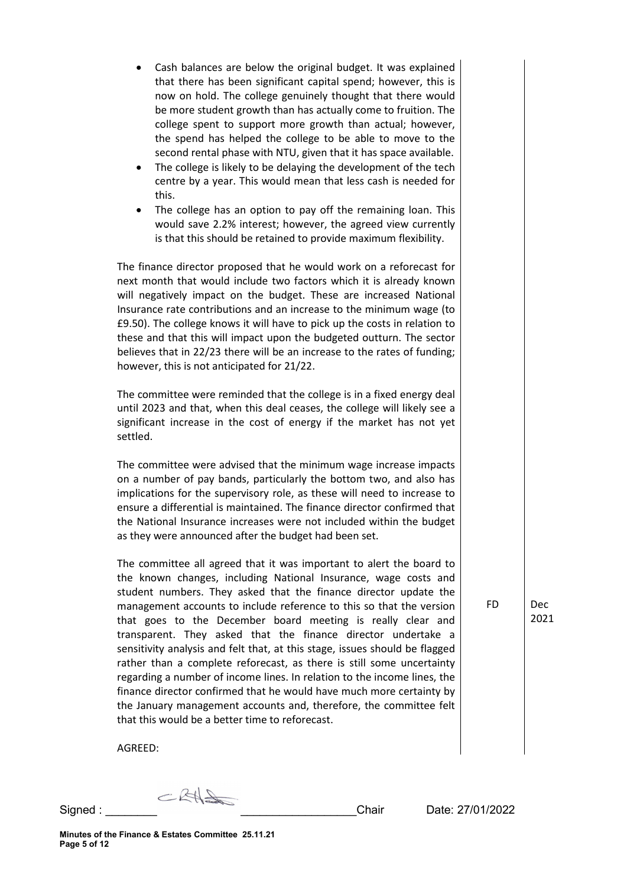- Cash balances are below the original budget. It was explained that there has been significant capital spend; however, this is now on hold. The college genuinely thought that there would be more student growth than has actually come to fruition. The college spent to support more growth than actual; however, the spend has helped the college to be able to move to the second rental phase with NTU, given that it has space available.
- The college is likely to be delaying the development of the tech centre by a year. This would mean that less cash is needed for this.
- The college has an option to pay off the remaining loan. This would save 2.2% interest; however, the agreed view currently is that this should be retained to provide maximum flexibility.

The finance director proposed that he would work on a reforecast for next month that would include two factors which it is already known will negatively impact on the budget. These are increased National Insurance rate contributions and an increase to the minimum wage (to £9.50). The college knows it will have to pick up the costs in relation to these and that this will impact upon the budgeted outturn. The sector believes that in 22/23 there will be an increase to the rates of funding; however, this is not anticipated for 21/22.

The committee were reminded that the college is in a fixed energy deal until 2023 and that, when this deal ceases, the college will likely see a significant increase in the cost of energy if the market has not yet settled.

The committee were advised that the minimum wage increase impacts on a number of pay bands, particularly the bottom two, and also has implications for the supervisory role, as these will need to increase to ensure a differential is maintained. The finance director confirmed that the National Insurance increases were not included within the budget as they were announced after the budget had been set.

| | | |
|---|---|---|
| The committee all agreed that it was important to alert the board to the known changes, including National Insurance, wage costs and student numbers. They asked that the finance director update the management accounts to include reference to this so that the version that goes to the December board meeting is really clear and transparent. They asked that the finance director undertake a sensitivity analysis and felt that, at this stage, issues should be flagged rather than a complete reforecast, as there is still some uncertainty regarding a number of income lines. In relation to the income lines, the finance director confirmed that he would have much more certainty by the January management accounts and, therefore, the committee felt that this would be a better time to reforecast. | FD | Dec 2021 |

AGREED:

Signed : ________ __________________Chair Date: 27/01/2022

**Minutes of the Finance & Estates Committee 25.11.21**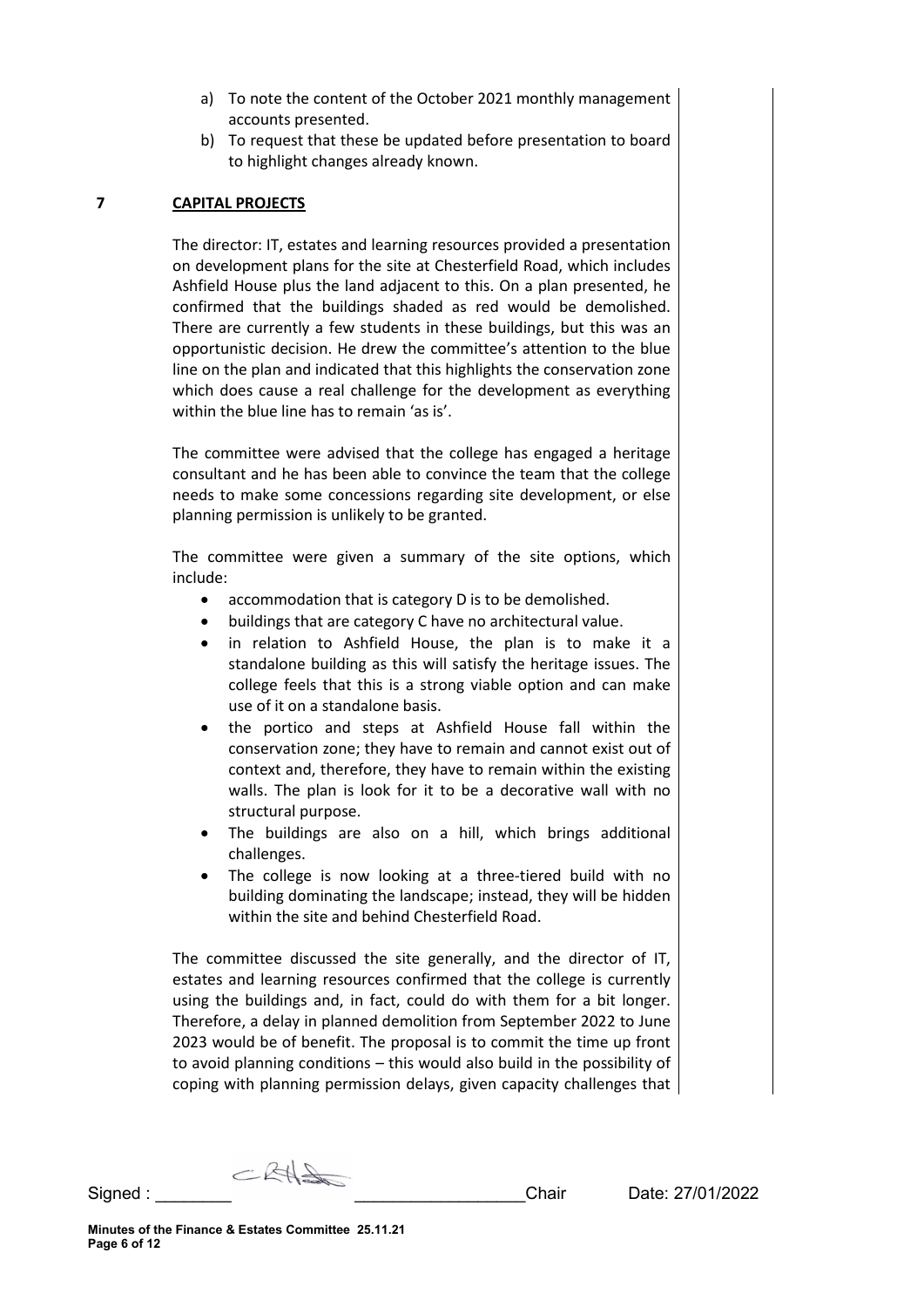a) To note the content of the October 2021 monthly management accounts presented.
b) To request that these be updated before presentation to board to highlight changes already known.

## 7 CAPITAL PROJECTS

The director: IT, estates and learning resources provided a presentation on development plans for the site at Chesterfield Road, which includes Ashfield House plus the land adjacent to this. On a plan presented, he confirmed that the buildings shaded as red would be demolished. There are currently a few students in these buildings, but this was an opportunistic decision. He drew the committee's attention to the blue line on the plan and indicated that this highlights the conservation zone which does cause a real challenge for the development as everything within the blue line has to remain 'as is'.

The committee were advised that the college has engaged a heritage consultant and he has been able to convince the team that the college needs to make some concessions regarding site development, or else planning permission is unlikely to be granted.

The committee were given a summary of the site options, which include:

- accommodation that is category D is to be demolished.
- buildings that are category C have no architectural value.
- in relation to Ashfield House, the plan is to make it a standalone building as this will satisfy the heritage issues. The college feels that this is a strong viable option and can make use of it on a standalone basis.
- the portico and steps at Ashfield House fall within the conservation zone; they have to remain and cannot exist out of context and, therefore, they have to remain within the existing walls. The plan is look for it to be a decorative wall with no structural purpose.
- The buildings are also on a hill, which brings additional challenges.
- The college is now looking at a three-tiered build with no building dominating the landscape; instead, they will be hidden within the site and behind Chesterfield Road.

The committee discussed the site generally, and the director of IT, estates and learning resources confirmed that the college is currently using the buildings and, in fact, could do with them for a bit longer. Therefore, a delay in planned demolition from September 2022 to June 2023 would be of benefit. The proposal is to commit the time up front to avoid planning conditions – this would also build in the possibility of coping with planning permission delays, given capacity challenges that

Signed : ________ __________________Chair Date: 27/01/2022

**Minutes of the Finance & Estates Committee 25.11.21**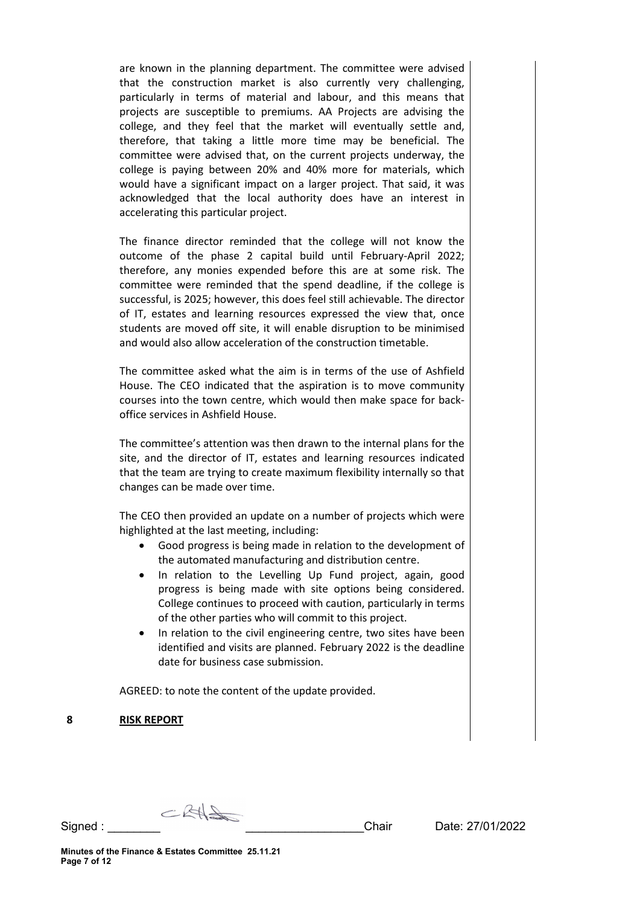are known in the planning department. The committee were advised that the construction market is also currently very challenging, particularly in terms of material and labour, and this means that projects are susceptible to premiums. AA Projects are advising the college, and they feel that the market will eventually settle and, therefore, that taking a little more time may be beneficial. The committee were advised that, on the current projects underway, the college is paying between 20% and 40% more for materials, which would have a significant impact on a larger project. That said, it was acknowledged that the local authority does have an interest in accelerating this particular project.

The finance director reminded that the college will not know the outcome of the phase 2 capital build until February-April 2022; therefore, any monies expended before this are at some risk. The committee were reminded that the spend deadline, if the college is successful, is 2025; however, this does feel still achievable. The director of IT, estates and learning resources expressed the view that, once students are moved off site, it will enable disruption to be minimised and would also allow acceleration of the construction timetable.

The committee asked what the aim is in terms of the use of Ashfield House. The CEO indicated that the aspiration is to move community courses into the town centre, which would then make space for back-office services in Ashfield House.

The committee's attention was then drawn to the internal plans for the site, and the director of IT, estates and learning resources indicated that the team are trying to create maximum flexibility internally so that changes can be made over time.

The CEO then provided an update on a number of projects which were highlighted at the last meeting, including:

- Good progress is being made in relation to the development of the automated manufacturing and distribution centre.
- In relation to the Levelling Up Fund project, again, good progress is being made with site options being considered. College continues to proceed with caution, particularly in terms of the other parties who will commit to this project.
- In relation to the civil engineering centre, two sites have been identified and visits are planned. February 2022 is the deadline date for business case submission.

AGREED: to note the content of the update provided.

**8 RISK REPORT**

Signed : ________ __________________Chair Date: 27/01/2022

**Minutes of the Finance & Estates Committee 25.11.21**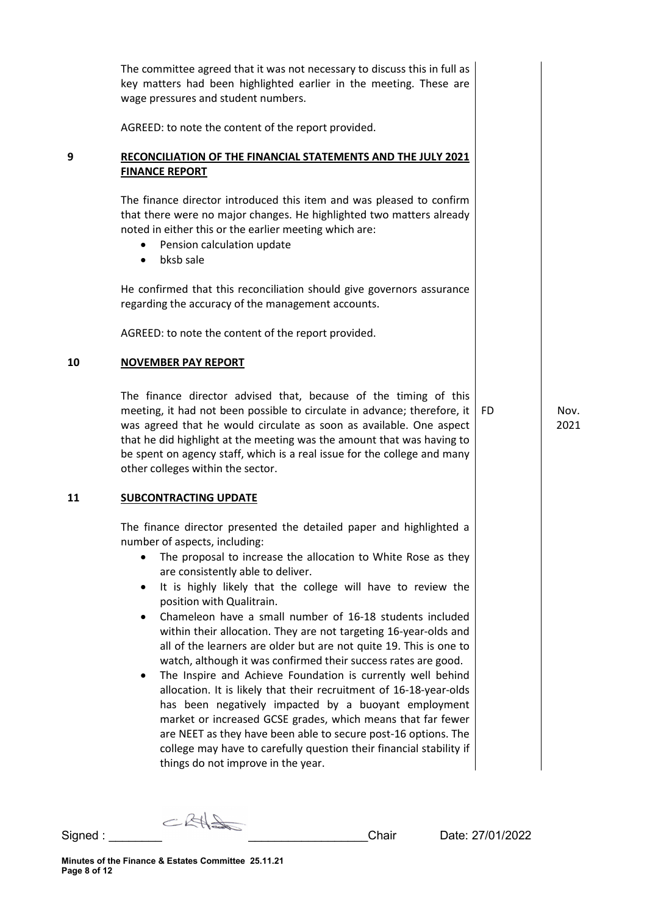The committee agreed that it was not necessary to discuss this in full as key matters had been highlighted earlier in the meeting. These are wage pressures and student numbers.

AGREED: to note the content of the report provided.

## 9 RECONCILIATION OF THE FINANCIAL STATEMENTS AND THE JULY 2021 FINANCE REPORT

The finance director introduced this item and was pleased to confirm that there were no major changes. He highlighted two matters already noted in either this or the earlier meeting which are:

- Pension calculation update
- bksb sale

He confirmed that this reconciliation should give governors assurance regarding the accuracy of the management accounts.

AGREED: to note the content of the report provided.

## 10 NOVEMBER PAY REPORT

The finance director advised that, because of the timing of this meeting, it had not been possible to circulate in advance; therefore, it was agreed that he would circulate as soon as available. One aspect that he did highlight at the meeting was the amount that was having to be spent on agency staff, which is a real issue for the college and many other colleges within the sector.

| Action | Date |
| --- | --- |
| FD | Nov. 2021 |

## 11 SUBCONTRACTING UPDATE

The finance director presented the detailed paper and highlighted a number of aspects, including:

- The proposal to increase the allocation to White Rose as they are consistently able to deliver.
- It is highly likely that the college will have to review the position with Qualitrain.
- Chameleon have a small number of 16-18 students included within their allocation. They are not targeting 16-year-olds and all of the learners are older but are not quite 19. This is one to watch, although it was confirmed their success rates are good.
- The Inspire and Achieve Foundation is currently well behind allocation. It is likely that their recruitment of 16-18-year-olds has been negatively impacted by a buoyant employment market or increased GCSE grades, which means that far fewer are NEET as they have been able to secure post-16 options. The college may have to carefully question their financial stability if things do not improve in the year.

Signed : ________ __________________Chair Date: 27/01/2022

Minutes of the Finance & Estates Committee 25.11.21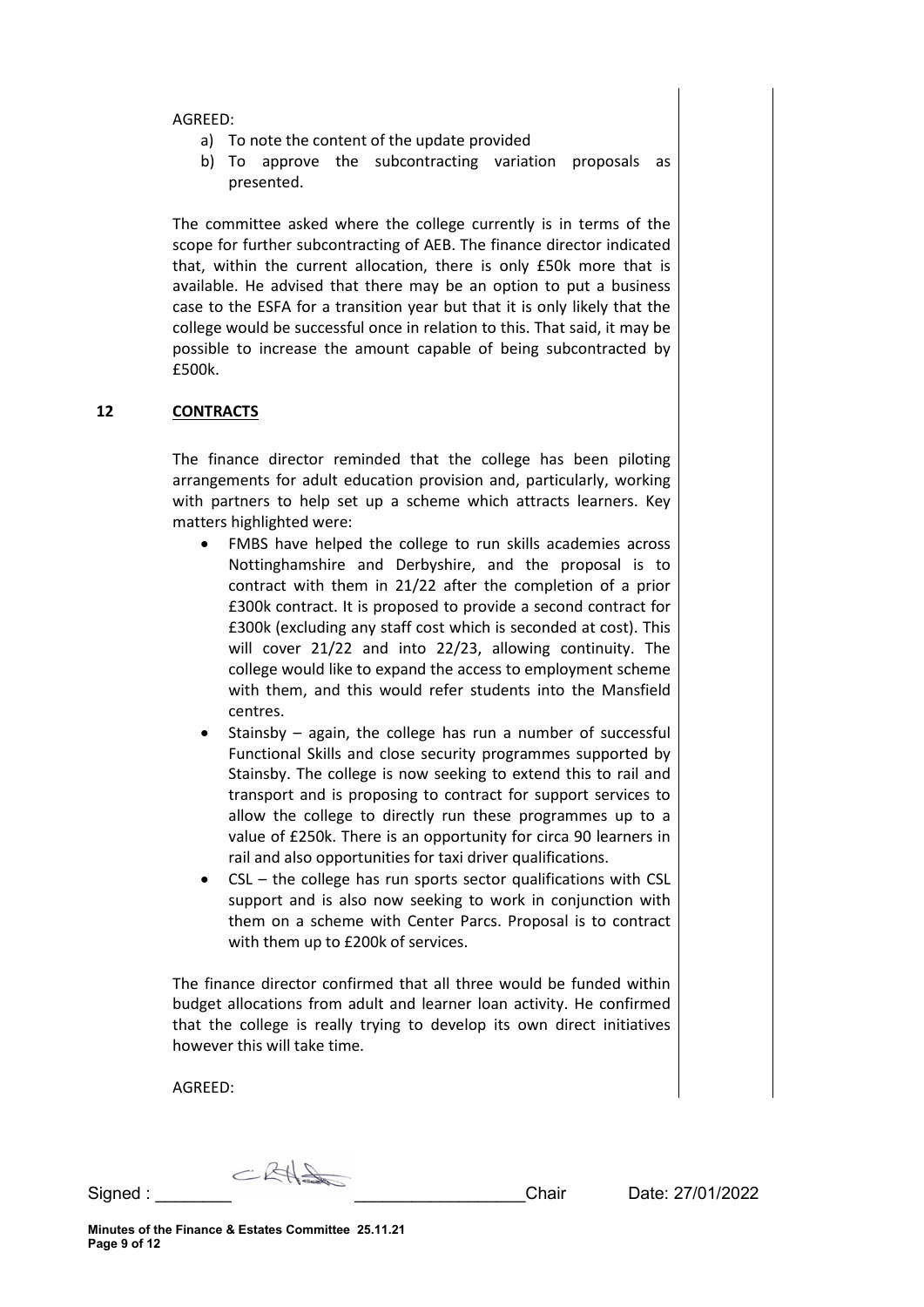AGREED:

a) To note the content of the update provided
b) To approve the subcontracting variation proposals as presented.

The committee asked where the college currently is in terms of the scope for further subcontracting of AEB. The finance director indicated that, within the current allocation, there is only £50k more that is available. He advised that there may be an option to put a business case to the ESFA for a transition year but that it is only likely that the college would be successful once in relation to this. That said, it may be possible to increase the amount capable of being subcontracted by £500k.

## 12 CONTRACTS

The finance director reminded that the college has been piloting arrangements for adult education provision and, particularly, working with partners to help set up a scheme which attracts learners. Key matters highlighted were:

- FMBS have helped the college to run skills academies across Nottinghamshire and Derbyshire, and the proposal is to contract with them in 21/22 after the completion of a prior £300k contract. It is proposed to provide a second contract for £300k (excluding any staff cost which is seconded at cost). This will cover 21/22 and into 22/23, allowing continuity. The college would like to expand the access to employment scheme with them, and this would refer students into the Mansfield centres.
- Stainsby – again, the college has run a number of successful Functional Skills and close security programmes supported by Stainsby. The college is now seeking to extend this to rail and transport and is proposing to contract for support services to allow the college to directly run these programmes up to a value of £250k. There is an opportunity for circa 90 learners in rail and also opportunities for taxi driver qualifications.
- CSL – the college has run sports sector qualifications with CSL support and is also now seeking to work in conjunction with them on a scheme with Center Parcs. Proposal is to contract with them up to £200k of services.

The finance director confirmed that all three would be funded within budget allocations from adult and learner loan activity. He confirmed that the college is really trying to develop its own direct initiatives however this will take time.

AGREED:

Signed : ________ __________________Chair Date: 27/01/2022

**Minutes of the Finance & Estates Committee 25.11.21**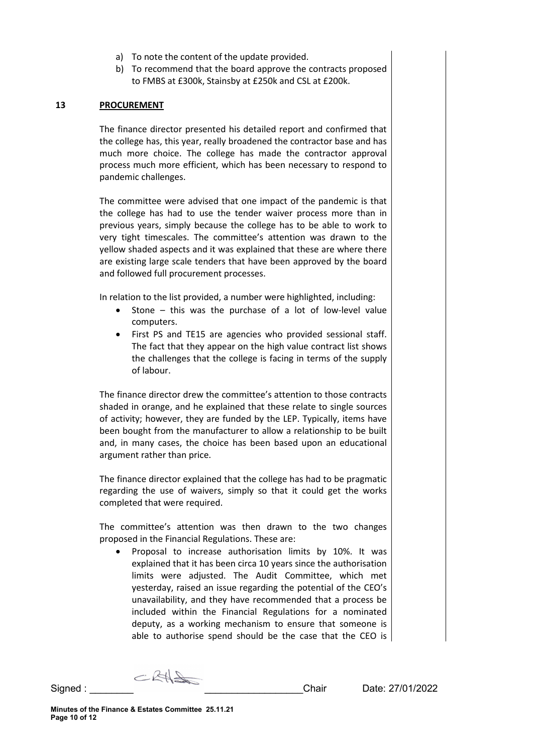a) To note the content of the update provided.
b) To recommend that the board approve the contracts proposed to FMBS at £300k, Stainsby at £250k and CSL at £200k.

## 13 PROCUREMENT

The finance director presented his detailed report and confirmed that the college has, this year, really broadened the contractor base and has much more choice. The college has made the contractor approval process much more efficient, which has been necessary to respond to pandemic challenges.

The committee were advised that one impact of the pandemic is that the college has had to use the tender waiver process more than in previous years, simply because the college has to be able to work to very tight timescales. The committee's attention was drawn to the yellow shaded aspects and it was explained that these are where there are existing large scale tenders that have been approved by the board and followed full procurement processes.

In relation to the list provided, a number were highlighted, including:

- Stone – this was the purchase of a lot of low-level value computers.
- First PS and TE15 are agencies who provided sessional staff. The fact that they appear on the high value contract list shows the challenges that the college is facing in terms of the supply of labour.

The finance director drew the committee's attention to those contracts shaded in orange, and he explained that these relate to single sources of activity; however, they are funded by the LEP. Typically, items have been bought from the manufacturer to allow a relationship to be built and, in many cases, the choice has been based upon an educational argument rather than price.

The finance director explained that the college has had to be pragmatic regarding the use of waivers, simply so that it could get the works completed that were required.

The committee's attention was then drawn to the two changes proposed in the Financial Regulations. These are:

- Proposal to increase authorisation limits by 10%. It was explained that it has been circa 10 years since the authorisation limits were adjusted. The Audit Committee, which met yesterday, raised an issue regarding the potential of the CEO's unavailability, and they have recommended that a process be included within the Financial Regulations for a nominated deputy, as a working mechanism to ensure that someone is able to authorise spend should be the case that the CEO is

Signed : ________ __________________Chair Date: 27/01/2022

Minutes of the Finance & Estates Committee 25.11.21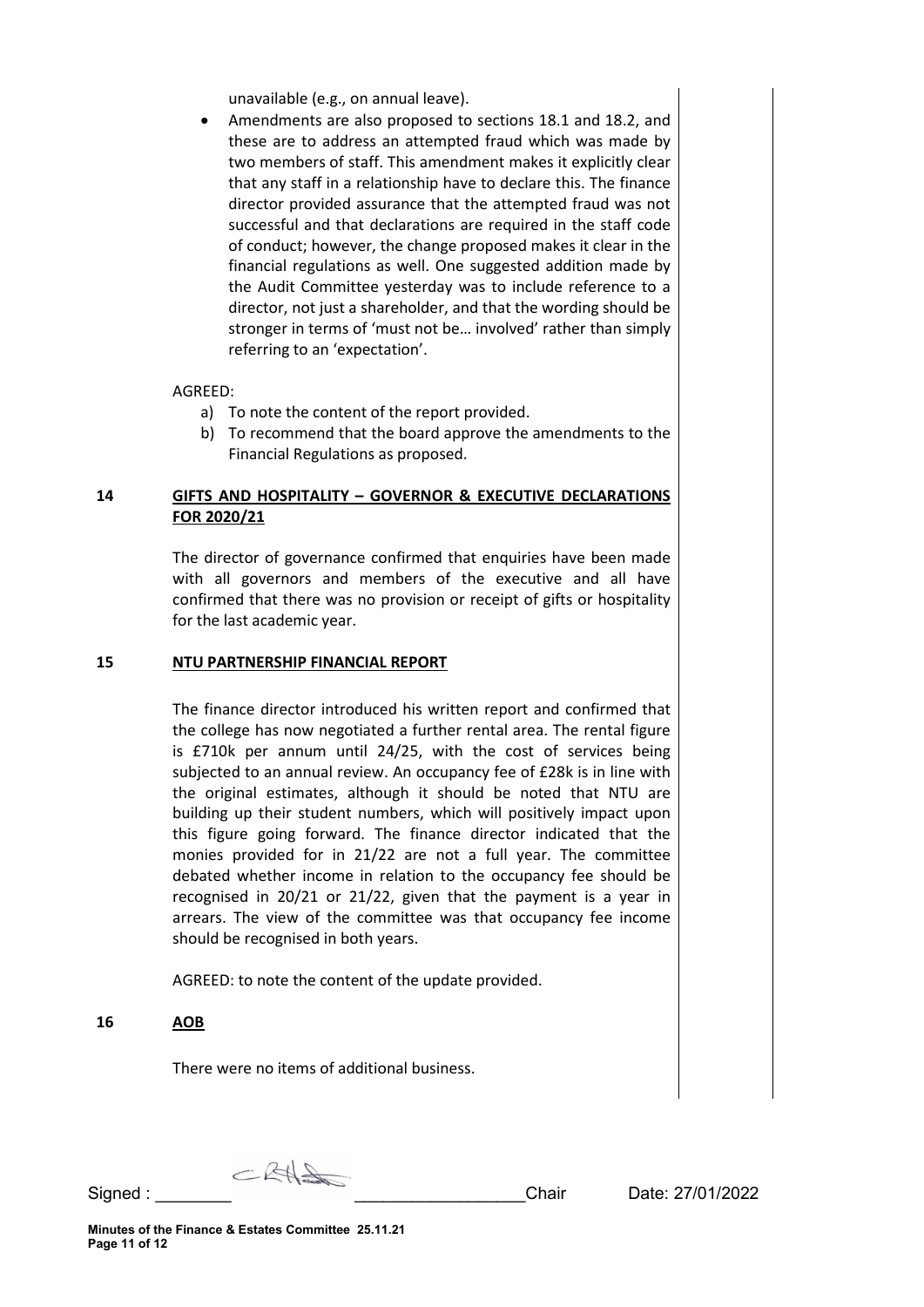unavailable (e.g., on annual leave).

- Amendments are also proposed to sections 18.1 and 18.2, and these are to address an attempted fraud which was made by two members of staff. This amendment makes it explicitly clear that any staff in a relationship have to declare this. The finance director provided assurance that the attempted fraud was not successful and that declarations are required in the staff code of conduct; however, the change proposed makes it clear in the financial regulations as well. One suggested addition made by the Audit Committee yesterday was to include reference to a director, not just a shareholder, and that the wording should be stronger in terms of 'must not be… involved' rather than simply referring to an 'expectation'.

AGREED:

a) To note the content of the report provided.
b) To recommend that the board approve the amendments to the Financial Regulations as proposed.

**14 GIFTS AND HOSPITALITY – GOVERNOR & EXECUTIVE DECLARATIONS FOR 2020/21**

The director of governance confirmed that enquiries have been made with all governors and members of the executive and all have confirmed that there was no provision or receipt of gifts or hospitality for the last academic year.

**15 NTU PARTNERSHIP FINANCIAL REPORT**

The finance director introduced his written report and confirmed that the college has now negotiated a further rental area. The rental figure is £710k per annum until 24/25, with the cost of services being subjected to an annual review. An occupancy fee of £28k is in line with the original estimates, although it should be noted that NTU are building up their student numbers, which will positively impact upon this figure going forward. The finance director indicated that the monies provided for in 21/22 are not a full year. The committee debated whether income in relation to the occupancy fee should be recognised in 20/21 or 21/22, given that the payment is a year in arrears. The view of the committee was that occupancy fee income should be recognised in both years.

AGREED: to note the content of the update provided.

**16 AOB**

There were no items of additional business.

Signed : ________ __________________Chair Date: 27/01/2022

**Minutes of the Finance & Estates Committee 25.11.21**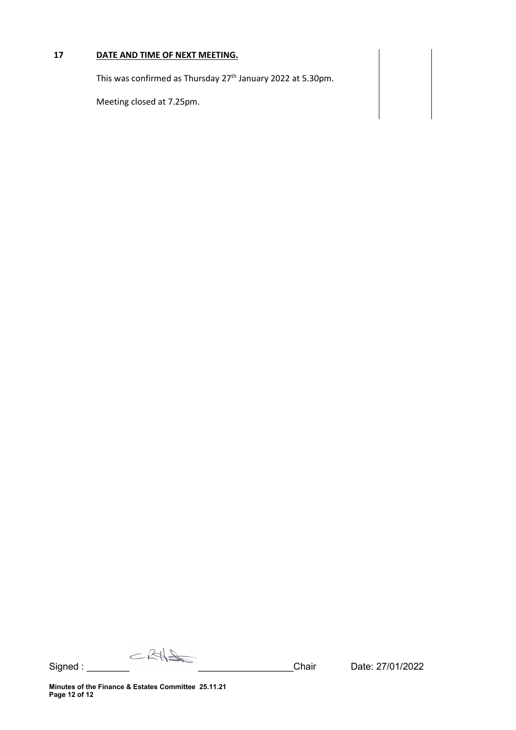**17 DATE AND TIME OF NEXT MEETING.**

This was confirmed as Thursday 27th January 2022 at 5.30pm.

Meeting closed at 7.25pm.

Signed : ________ __________________Chair Date: 27/01/2022

**Minutes of the Finance & Estates Committee 25.11.21**